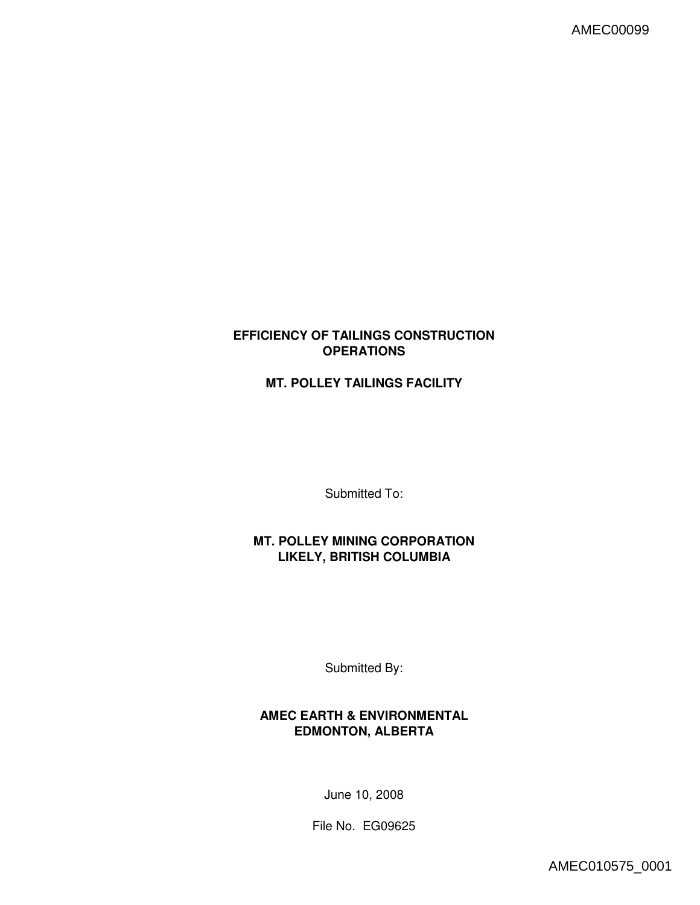# EFFICIENCY OF TAILINGS CONSTRUCTION OPERATIONS

## MT. POLLEY TAILINGS FACILITY

Submitted To:

**MT. POLLEY MINING CORPORATION**
**LIKELY, BRITISH COLUMBIA**

Submitted By:

**AMEC EARTH & ENVIRONMENTAL**
**EDMONTON, ALBERTA**

June 10, 2008

File No. EG09625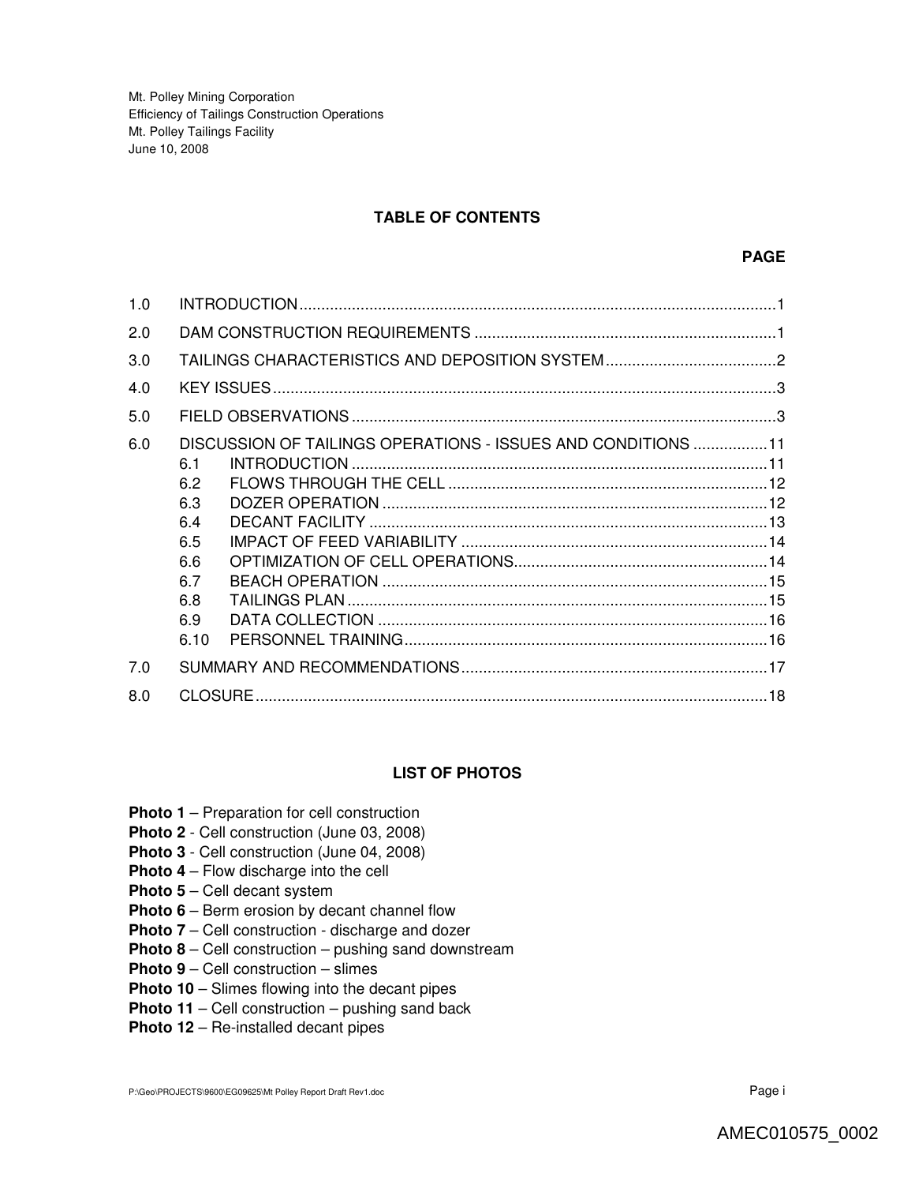# TABLE OF CONTENTS

| | | PAGE |
|---|---|---|
| 1.0 | INTRODUCTION | 1 |
| 2.0 | DAM CONSTRUCTION REQUIREMENTS | 1 |
| 3.0 | TAILINGS CHARACTERISTICS AND DEPOSITION SYSTEM | 2 |
| 4.0 | KEY ISSUES | 3 |
| 5.0 | FIELD OBSERVATIONS | 3 |
| 6.0 | DISCUSSION OF TAILINGS OPERATIONS - ISSUES AND CONDITIONS | 11 |
| 6.1 | INTRODUCTION | 11 |
| 6.2 | FLOWS THROUGH THE CELL | 12 |
| 6.3 | DOZER OPERATION | 12 |
| 6.4 | DECANT FACILITY | 13 |
| 6.5 | IMPACT OF FEED VARIABILITY | 14 |
| 6.6 | OPTIMIZATION OF CELL OPERATIONS | 14 |
| 6.7 | BEACH OPERATION | 15 |
| 6.8 | TAILINGS PLAN | 15 |
| 6.9 | DATA COLLECTION | 16 |
| 6.10 | PERSONNEL TRAINING | 16 |
| 7.0 | SUMMARY AND RECOMMENDATIONS | 17 |
| 8.0 | CLOSURE | 18 |

## LIST OF PHOTOS

**Photo 1** – Preparation for cell construction
**Photo 2** - Cell construction (June 03, 2008)
**Photo 3** - Cell construction (June 04, 2008)
**Photo 4** – Flow discharge into the cell
**Photo 5** – Cell decant system
**Photo 6** – Berm erosion by decant channel flow
**Photo 7** – Cell construction - discharge and dozer
**Photo 8** – Cell construction – pushing sand downstream
**Photo 9** – Cell construction – slimes
**Photo 10** – Slimes flowing into the decant pipes
**Photo 11** – Cell construction – pushing sand back
**Photo 12** – Re-installed decant pipes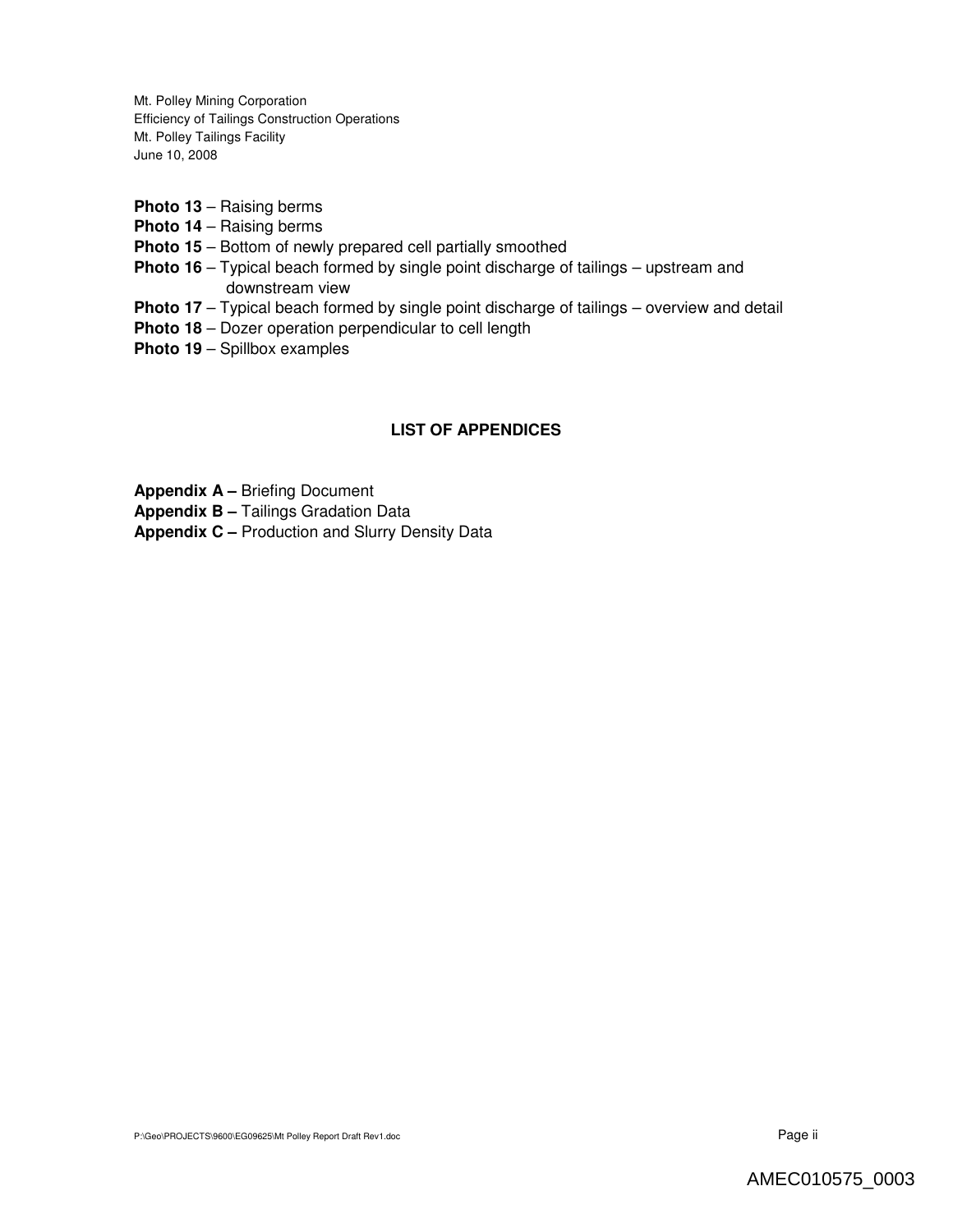**Photo 13** – Raising berms
**Photo 14** – Raising berms
**Photo 15** – Bottom of newly prepared cell partially smoothed
**Photo 16** – Typical beach formed by single point discharge of tailings – upstream and downstream view
**Photo 17** – Typical beach formed by single point discharge of tailings – overview and detail
**Photo 18** – Dozer operation perpendicular to cell length
**Photo 19** – Spillbox examples

## LIST OF APPENDICES

**Appendix A –** Briefing Document
**Appendix B –** Tailings Gradation Data
**Appendix C –** Production and Slurry Density Data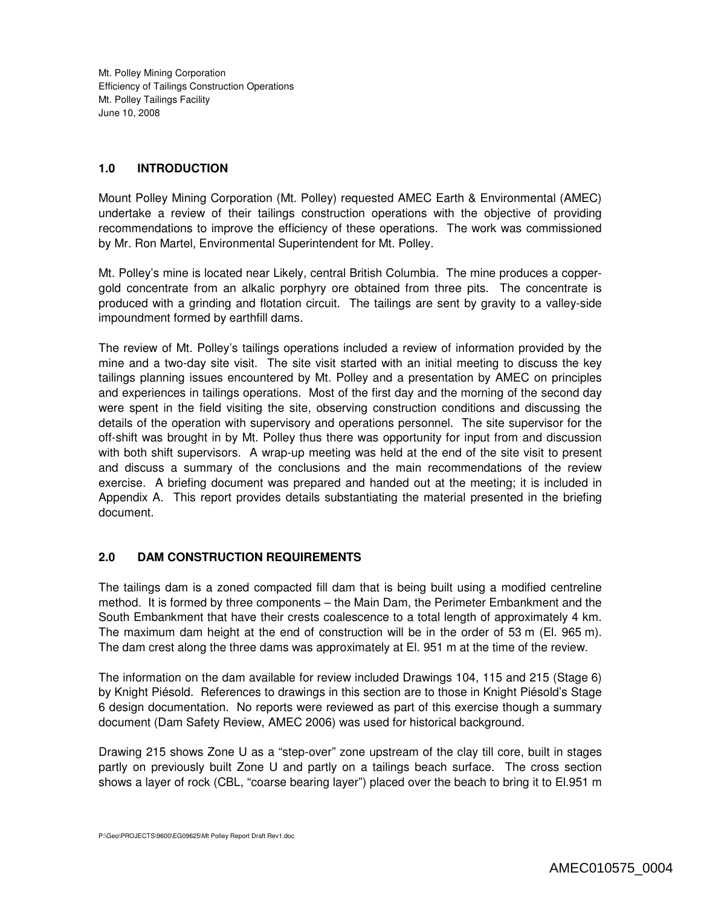## 1.0 INTRODUCTION

Mount Polley Mining Corporation (Mt. Polley) requested AMEC Earth & Environmental (AMEC) undertake a review of their tailings construction operations with the objective of providing recommendations to improve the efficiency of these operations. The work was commissioned by Mr. Ron Martel, Environmental Superintendent for Mt. Polley.

Mt. Polley's mine is located near Likely, central British Columbia. The mine produces a copper-gold concentrate from an alkalic porphyry ore obtained from three pits. The concentrate is produced with a grinding and flotation circuit. The tailings are sent by gravity to a valley-side impoundment formed by earthfill dams.

The review of Mt. Polley's tailings operations included a review of information provided by the mine and a two-day site visit. The site visit started with an initial meeting to discuss the key tailings planning issues encountered by Mt. Polley and a presentation by AMEC on principles and experiences in tailings operations. Most of the first day and the morning of the second day were spent in the field visiting the site, observing construction conditions and discussing the details of the operation with supervisory and operations personnel. The site supervisor for the off-shift was brought in by Mt. Polley thus there was opportunity for input from and discussion with both shift supervisors. A wrap-up meeting was held at the end of the site visit to present and discuss a summary of the conclusions and the main recommendations of the review exercise. A briefing document was prepared and handed out at the meeting; it is included in Appendix A. This report provides details substantiating the material presented in the briefing document.

## 2.0 DAM CONSTRUCTION REQUIREMENTS

The tailings dam is a zoned compacted fill dam that is being built using a modified centreline method. It is formed by three components – the Main Dam, the Perimeter Embankment and the South Embankment that have their crests coalescence to a total length of approximately 4 km. The maximum dam height at the end of construction will be in the order of 53 m (El. 965 m). The dam crest along the three dams was approximately at El. 951 m at the time of the review.

The information on the dam available for review included Drawings 104, 115 and 215 (Stage 6) by Knight Piésold. References to drawings in this section are to those in Knight Piésold's Stage 6 design documentation. No reports were reviewed as part of this exercise though a summary document (Dam Safety Review, AMEC 2006) was used for historical background.

Drawing 215 shows Zone U as a "step-over" zone upstream of the clay till core, built in stages partly on previously built Zone U and partly on a tailings beach surface. The cross section shows a layer of rock (CBL, "coarse bearing layer") placed over the beach to bring it to El.951 m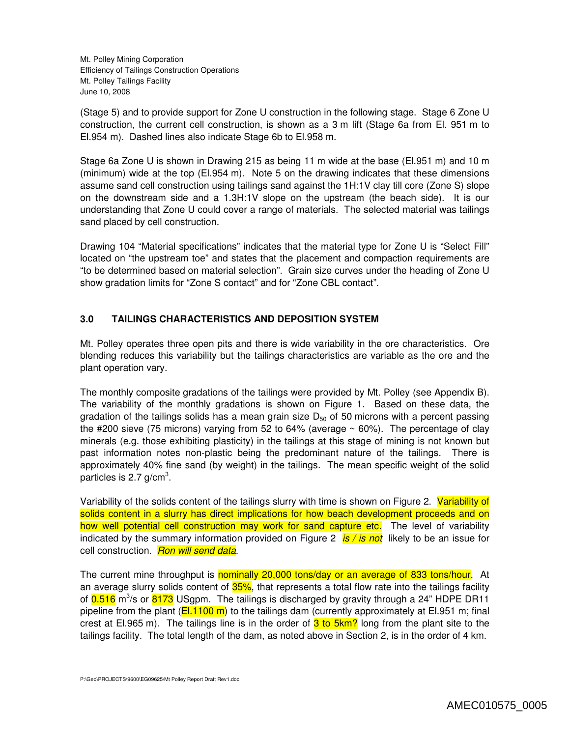(Stage 5) and to provide support for Zone U construction in the following stage. Stage 6 Zone U construction, the current cell construction, is shown as a 3 m lift (Stage 6a from El. 951 m to El.954 m). Dashed lines also indicate Stage 6b to El.958 m.

Stage 6a Zone U is shown in Drawing 215 as being 11 m wide at the base (El.951 m) and 10 m (minimum) wide at the top (El.954 m). Note 5 on the drawing indicates that these dimensions assume sand cell construction using tailings sand against the 1H:1V clay till core (Zone S) slope on the downstream side and a 1.3H:1V slope on the upstream (the beach side). It is our understanding that Zone U could cover a range of materials. The selected material was tailings sand placed by cell construction.

Drawing 104 "Material specifications" indicates that the material type for Zone U is "Select Fill" located on "the upstream toe" and states that the placement and compaction requirements are "to be determined based on material selection". Grain size curves under the heading of Zone U show gradation limits for "Zone S contact" and for "Zone CBL contact".

## 3.0 TAILINGS CHARACTERISTICS AND DEPOSITION SYSTEM

Mt. Polley operates three open pits and there is wide variability in the ore characteristics. Ore blending reduces this variability but the tailings characteristics are variable as the ore and the plant operation vary.

The monthly composite gradations of the tailings were provided by Mt. Polley (see Appendix B). The variability of the monthly gradations is shown on Figure 1. Based on these data, the gradation of the tailings solids has a mean grain size $D_{50}$ of 50 microns with a percent passing the #200 sieve (75 microns) varying from 52 to 64% (average ~ 60%). The percentage of clay minerals (e.g. those exhibiting plasticity) in the tailings at this stage of mining is not known but past information notes non-plastic being the predominant nature of the tailings. There is approximately 40% fine sand (by weight) in the tailings. The mean specific weight of the solid particles is 2.7 g/cm$^3$.

Variability of the solids content of the tailings slurry with time is shown on Figure 2. Variability of solids content in a slurry has direct implications for how beach development proceeds and on how well potential cell construction may work for sand capture etc. The level of variability indicated by the summary information provided on Figure 2 *is / is not* likely to be an issue for cell construction. *Ron will send data*.

The current mine throughput is nominally 20,000 tons/day or an average of 833 tons/hour. At an average slurry solids content of 35%, that represents a total flow rate into the tailings facility of 0.516 m$^3$/s or 8173 USgpm. The tailings is discharged by gravity through a 24" HDPE DR11 pipeline from the plant (El.1100 m) to the tailings dam (currently approximately at El.951 m; final crest at El.965 m). The tailings line is in the order of 3 to 5km? long from the plant site to the tailings facility. The total length of the dam, as noted above in Section 2, is in the order of 4 km.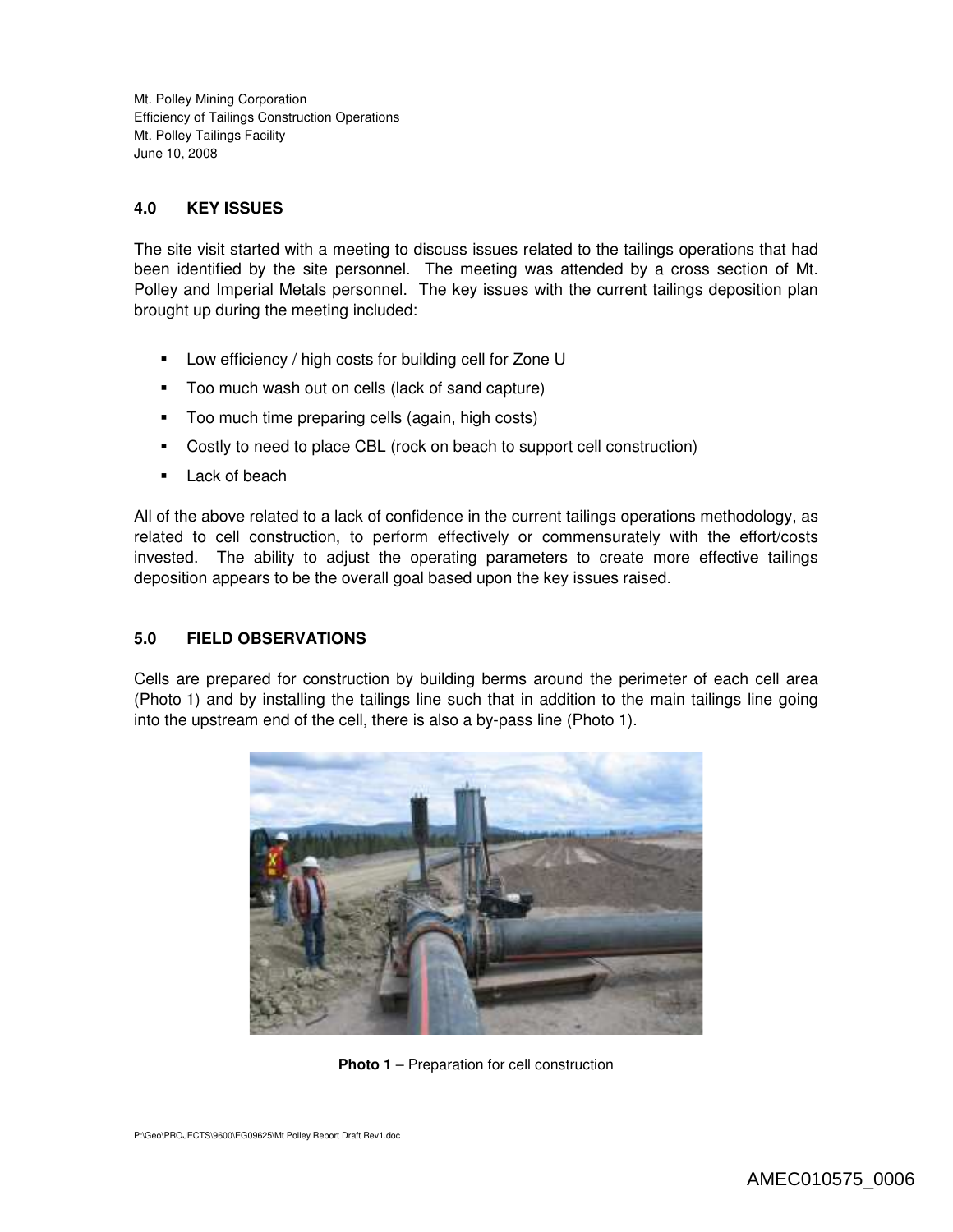## 4.0 KEY ISSUES

The site visit started with a meeting to discuss issues related to the tailings operations that had been identified by the site personnel. The meeting was attended by a cross section of Mt. Polley and Imperial Metals personnel. The key issues with the current tailings deposition plan brought up during the meeting included:

- Low efficiency / high costs for building cell for Zone U
- Too much wash out on cells (lack of sand capture)
- Too much time preparing cells (again, high costs)
- Costly to need to place CBL (rock on beach to support cell construction)
- Lack of beach

All of the above related to a lack of confidence in the current tailings operations methodology, as related to cell construction, to perform effectively or commensurately with the effort/costs invested. The ability to adjust the operating parameters to create more effective tailings deposition appears to be the overall goal based upon the key issues raised.

## 5.0 FIELD OBSERVATIONS

Cells are prepared for construction by building berms around the perimeter of each cell area (Photo 1) and by installing the tailings line such that in addition to the main tailings line going into the upstream end of the cell, there is also a by-pass line (Photo 1).

**Photo 1** – Preparation for cell construction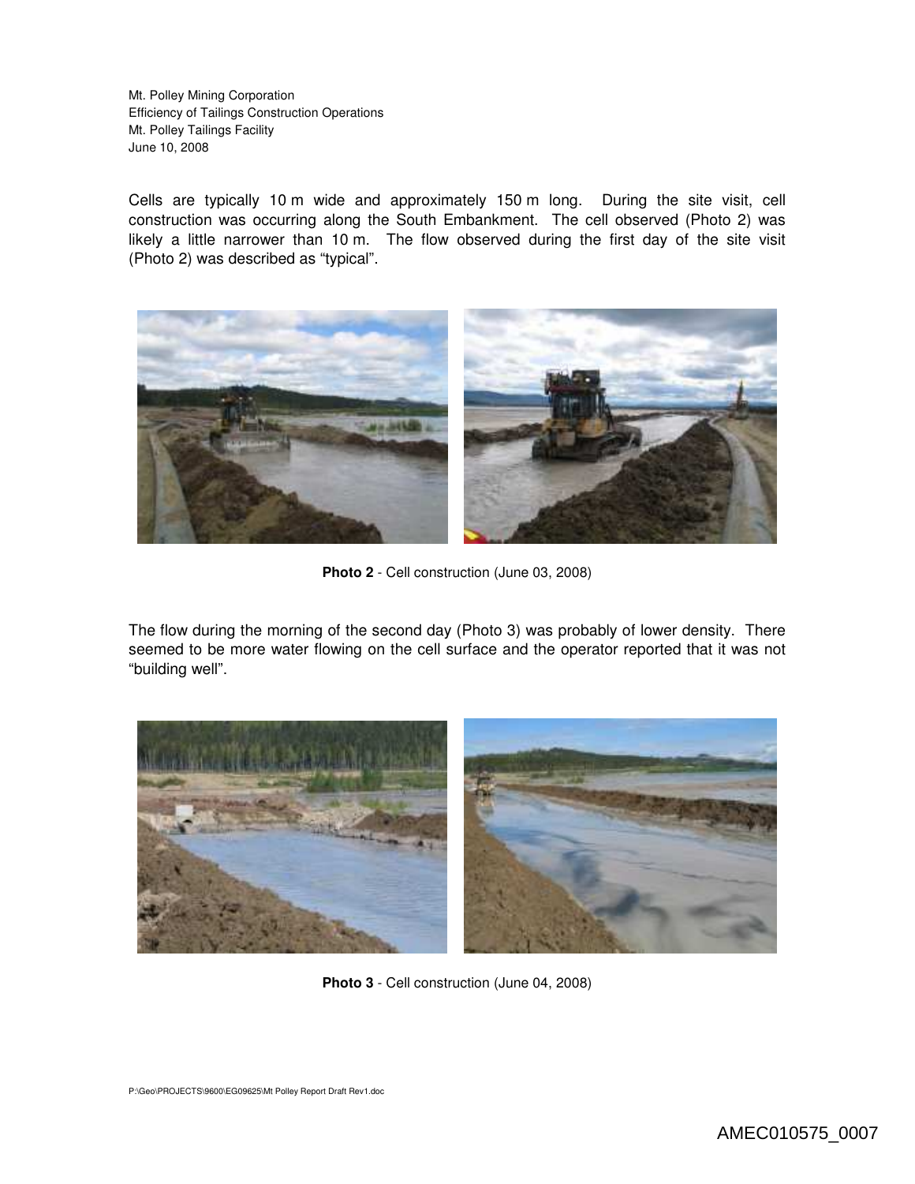Cells are typically 10 m wide and approximately 150 m long. During the site visit, cell construction was occurring along the South Embankment. The cell observed (Photo 2) was likely a little narrower than 10 m. The flow observed during the first day of the site visit (Photo 2) was described as "typical".

**Photo 2** - Cell construction (June 03, 2008)

The flow during the morning of the second day (Photo 3) was probably of lower density. There seemed to be more water flowing on the cell surface and the operator reported that it was not "building well".

**Photo 3** - Cell construction (June 04, 2008)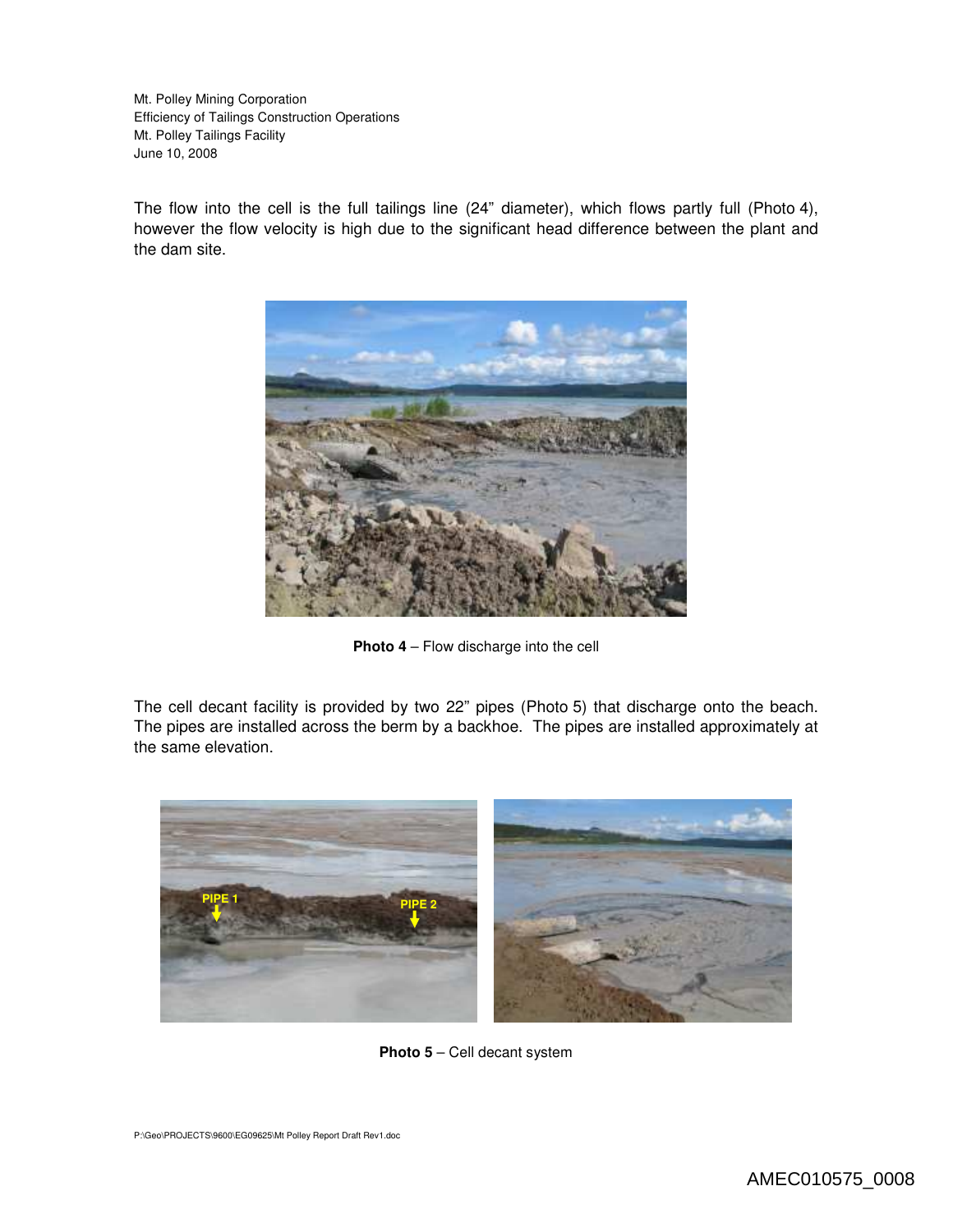The flow into the cell is the full tailings line (24" diameter), which flows partly full (Photo 4), however the flow velocity is high due to the significant head difference between the plant and the dam site.

**Photo 4** – Flow discharge into the cell

The cell decant facility is provided by two 22" pipes (Photo 5) that discharge onto the beach. The pipes are installed across the berm by a backhoe. The pipes are installed approximately at the same elevation.

**Photo 5** – Cell decant system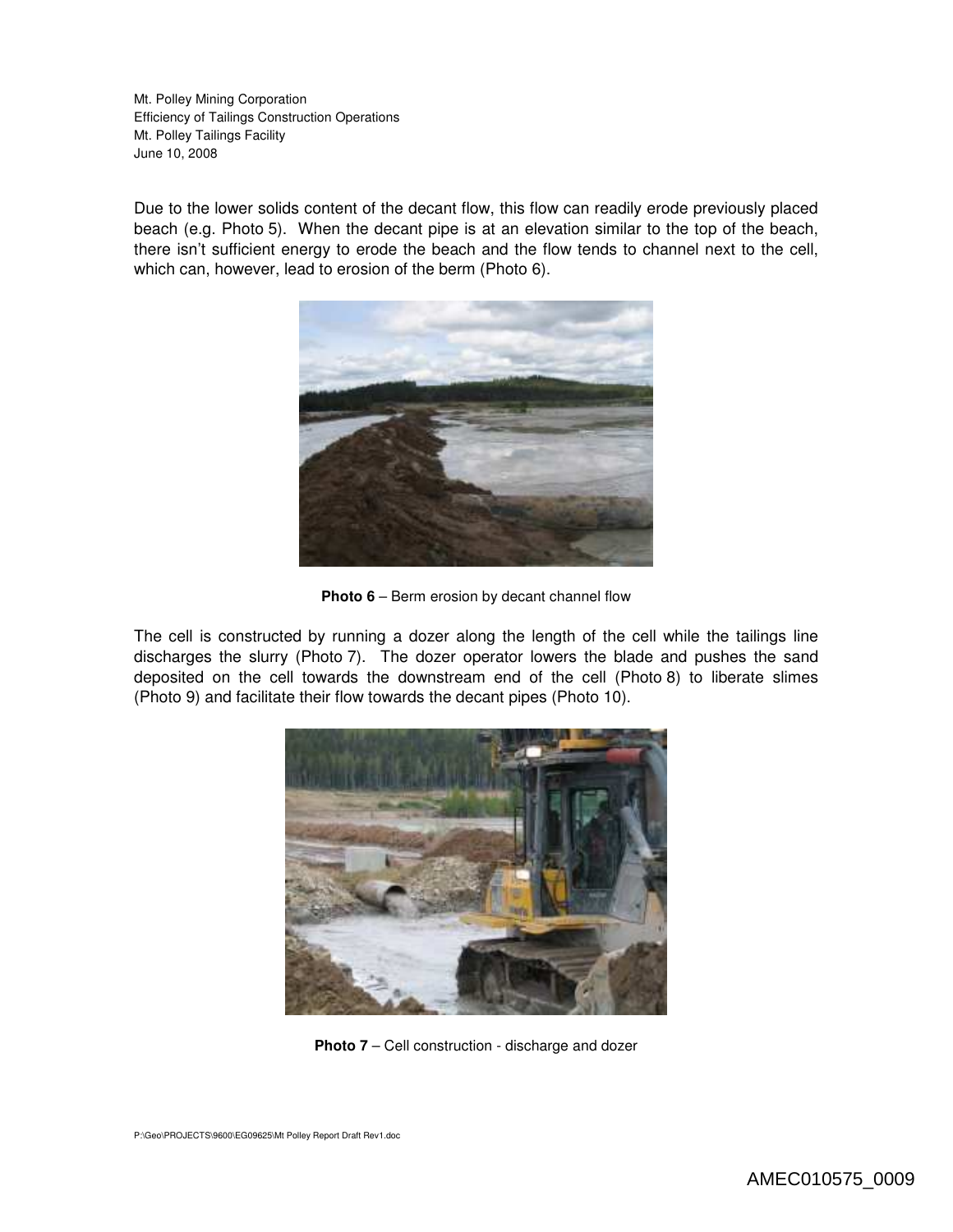Due to the lower solids content of the decant flow, this flow can readily erode previously placed beach (e.g. Photo 5). When the decant pipe is at an elevation similar to the top of the beach, there isn't sufficient energy to erode the beach and the flow tends to channel next to the cell, which can, however, lead to erosion of the berm (Photo 6).

**Photo 6** – Berm erosion by decant channel flow

The cell is constructed by running a dozer along the length of the cell while the tailings line discharges the slurry (Photo 7). The dozer operator lowers the blade and pushes the sand deposited on the cell towards the downstream end of the cell (Photo 8) to liberate slimes (Photo 9) and facilitate their flow towards the decant pipes (Photo 10).

**Photo 7** – Cell construction - discharge and dozer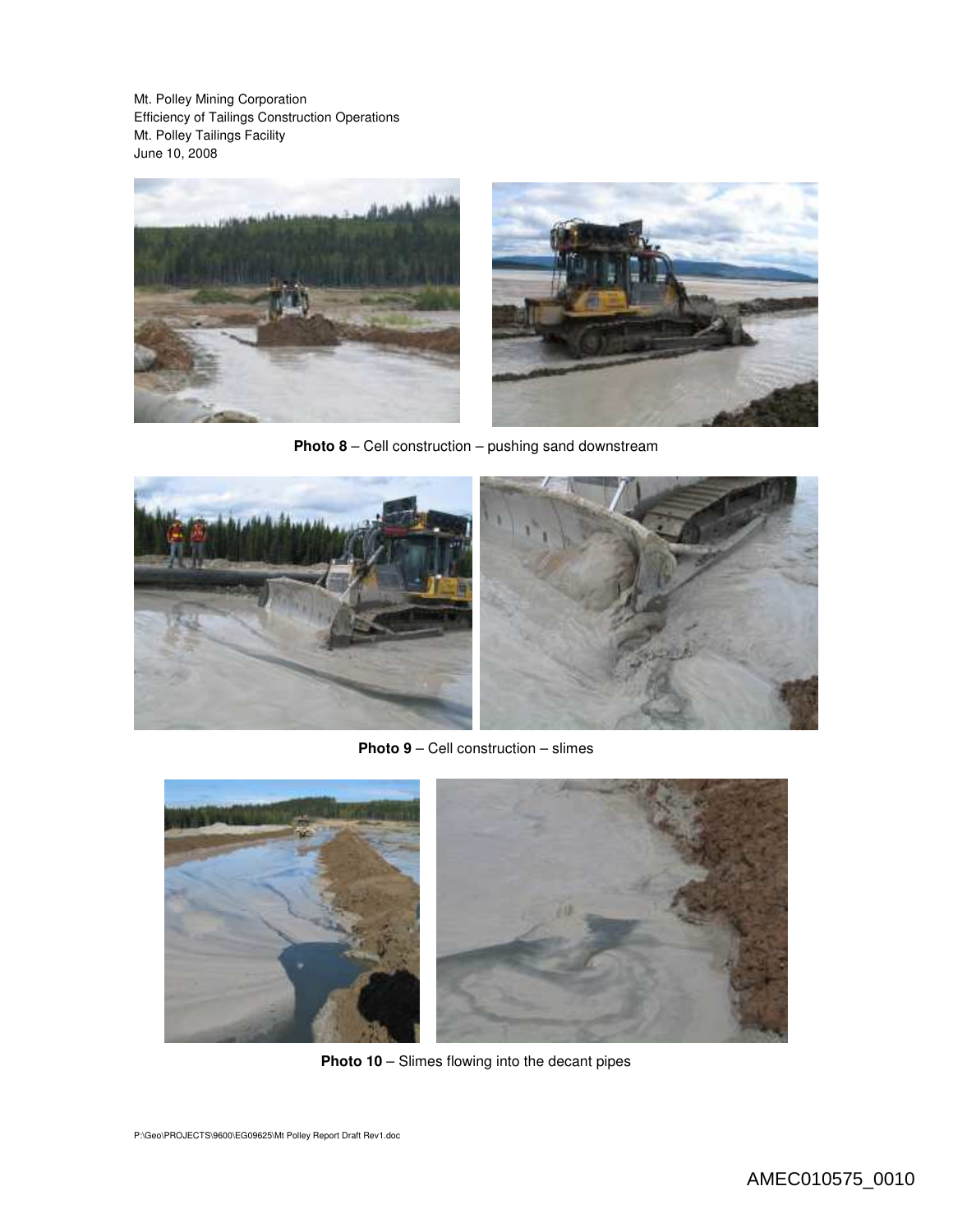**Photo 8** – Cell construction – pushing sand downstream

**Photo 9** – Cell construction – slimes

**Photo 10** – Slimes flowing into the decant pipes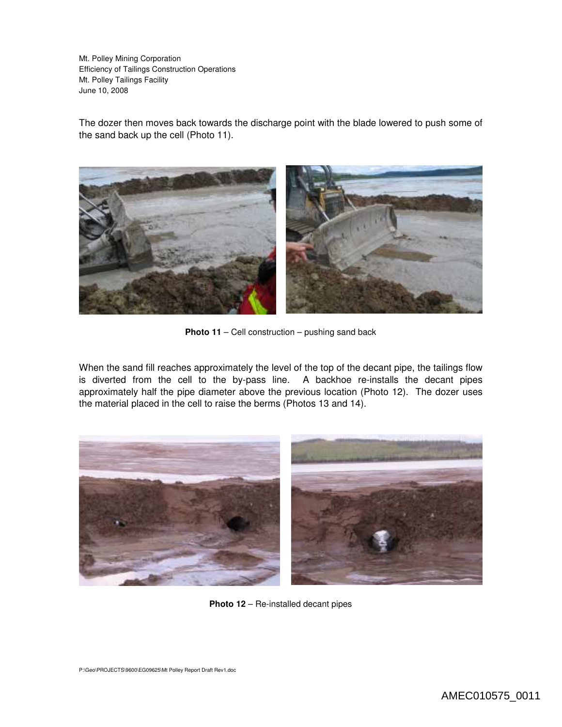The dozer then moves back towards the discharge point with the blade lowered to push some of the sand back up the cell (Photo 11).

**Photo 11** – Cell construction – pushing sand back

When the sand fill reaches approximately the level of the top of the decant pipe, the tailings flow is diverted from the cell to the by-pass line. A backhoe re-installs the decant pipes approximately half the pipe diameter above the previous location (Photo 12). The dozer uses the material placed in the cell to raise the berms (Photos 13 and 14).

**Photo 12** – Re-installed decant pipes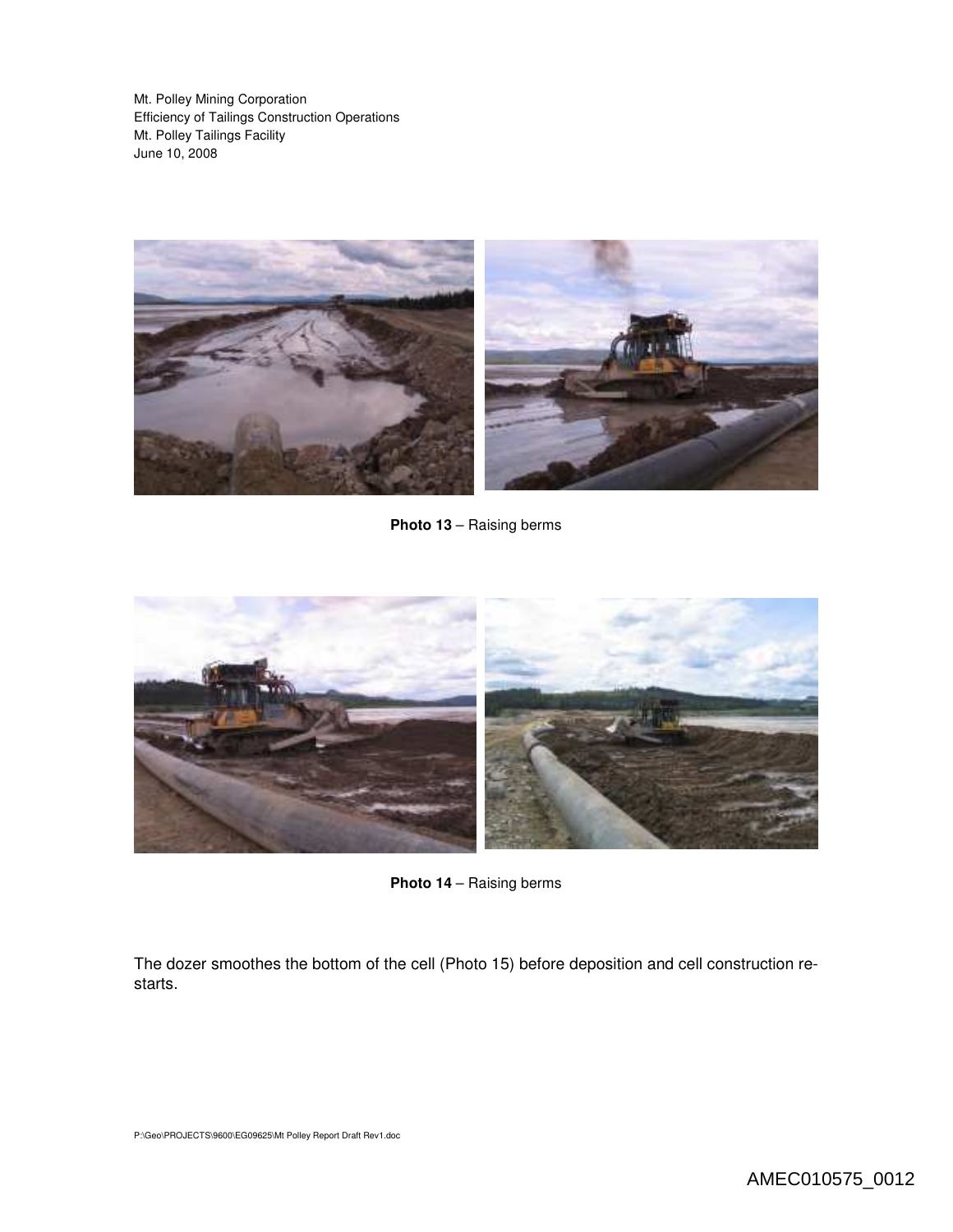**Photo 13** – Raising berms

**Photo 14** – Raising berms

The dozer smoothes the bottom of the cell (Photo 15) before deposition and cell construction re-starts.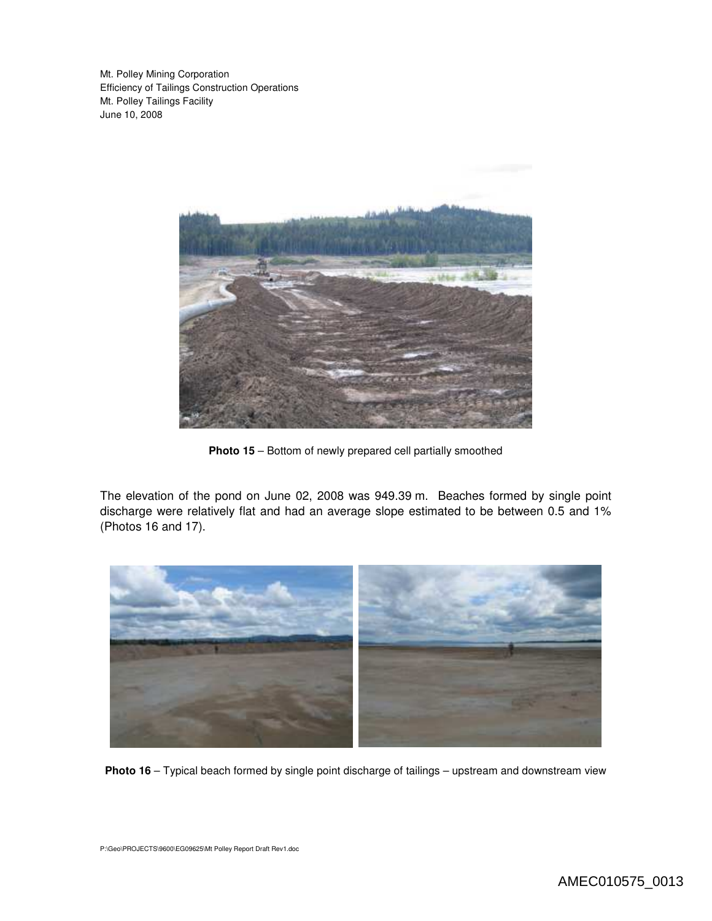**Photo 15** – Bottom of newly prepared cell partially smoothed

The elevation of the pond on June 02, 2008 was 949.39 m. Beaches formed by single point discharge were relatively flat and had an average slope estimated to be between 0.5 and 1% (Photos 16 and 17).

**Photo 16** – Typical beach formed by single point discharge of tailings – upstream and downstream view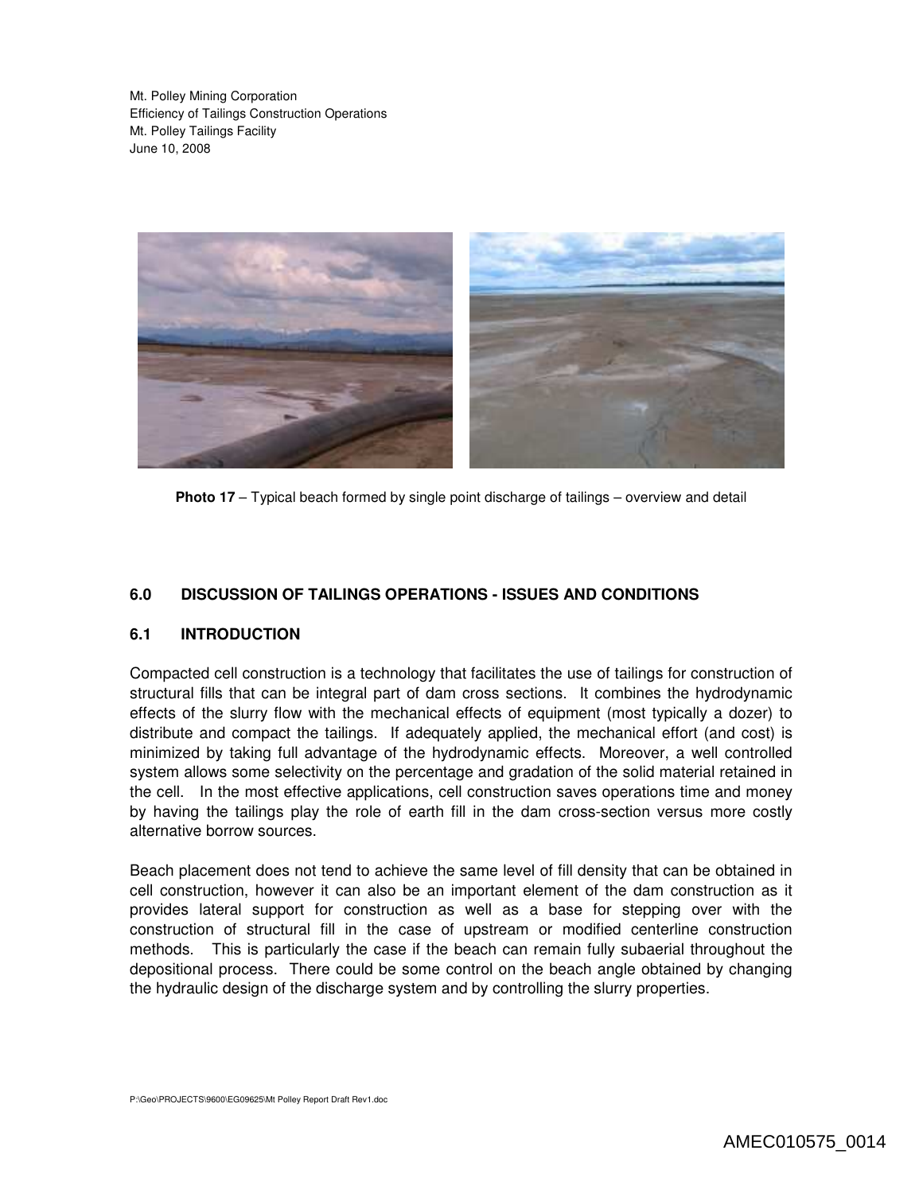**Photo 17** – Typical beach formed by single point discharge of tailings – overview and detail

## 6.0 DISCUSSION OF TAILINGS OPERATIONS - ISSUES AND CONDITIONS

### 6.1 INTRODUCTION

Compacted cell construction is a technology that facilitates the use of tailings for construction of structural fills that can be integral part of dam cross sections. It combines the hydrodynamic effects of the slurry flow with the mechanical effects of equipment (most typically a dozer) to distribute and compact the tailings. If adequately applied, the mechanical effort (and cost) is minimized by taking full advantage of the hydrodynamic effects. Moreover, a well controlled system allows some selectivity on the percentage and gradation of the solid material retained in the cell. In the most effective applications, cell construction saves operations time and money by having the tailings play the role of earth fill in the dam cross-section versus more costly alternative borrow sources.

Beach placement does not tend to achieve the same level of fill density that can be obtained in cell construction, however it can also be an important element of the dam construction as it provides lateral support for construction as well as a base for stepping over with the construction of structural fill in the case of upstream or modified centerline construction methods. This is particularly the case if the beach can remain fully subaerial throughout the depositional process. There could be some control on the beach angle obtained by changing the hydraulic design of the discharge system and by controlling the slurry properties.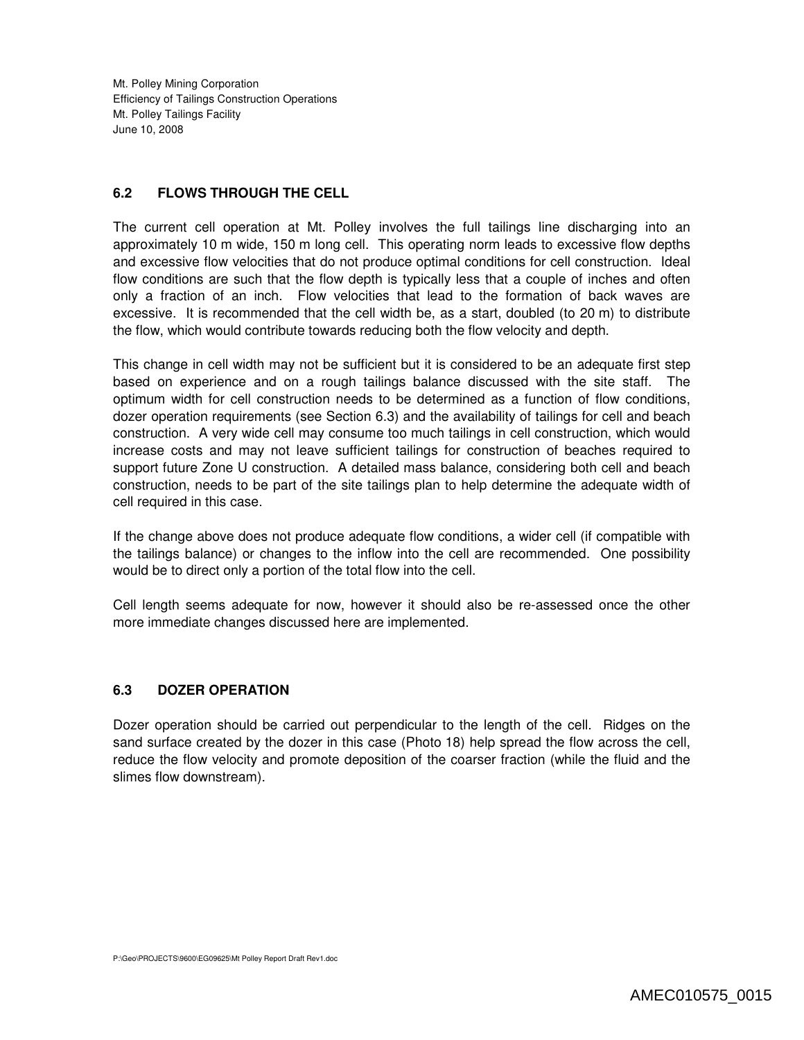## 6.2 FLOWS THROUGH THE CELL

The current cell operation at Mt. Polley involves the full tailings line discharging into an approximately 10 m wide, 150 m long cell. This operating norm leads to excessive flow depths and excessive flow velocities that do not produce optimal conditions for cell construction. Ideal flow conditions are such that the flow depth is typically less that a couple of inches and often only a fraction of an inch. Flow velocities that lead to the formation of back waves are excessive. It is recommended that the cell width be, as a start, doubled (to 20 m) to distribute the flow, which would contribute towards reducing both the flow velocity and depth.

This change in cell width may not be sufficient but it is considered to be an adequate first step based on experience and on a rough tailings balance discussed with the site staff. The optimum width for cell construction needs to be determined as a function of flow conditions, dozer operation requirements (see Section 6.3) and the availability of tailings for cell and beach construction. A very wide cell may consume too much tailings in cell construction, which would increase costs and may not leave sufficient tailings for construction of beaches required to support future Zone U construction. A detailed mass balance, considering both cell and beach construction, needs to be part of the site tailings plan to help determine the adequate width of cell required in this case.

If the change above does not produce adequate flow conditions, a wider cell (if compatible with the tailings balance) or changes to the inflow into the cell are recommended. One possibility would be to direct only a portion of the total flow into the cell.

Cell length seems adequate for now, however it should also be re-assessed once the other more immediate changes discussed here are implemented.

## 6.3 DOZER OPERATION

Dozer operation should be carried out perpendicular to the length of the cell. Ridges on the sand surface created by the dozer in this case (Photo 18) help spread the flow across the cell, reduce the flow velocity and promote deposition of the coarser fraction (while the fluid and the slimes flow downstream).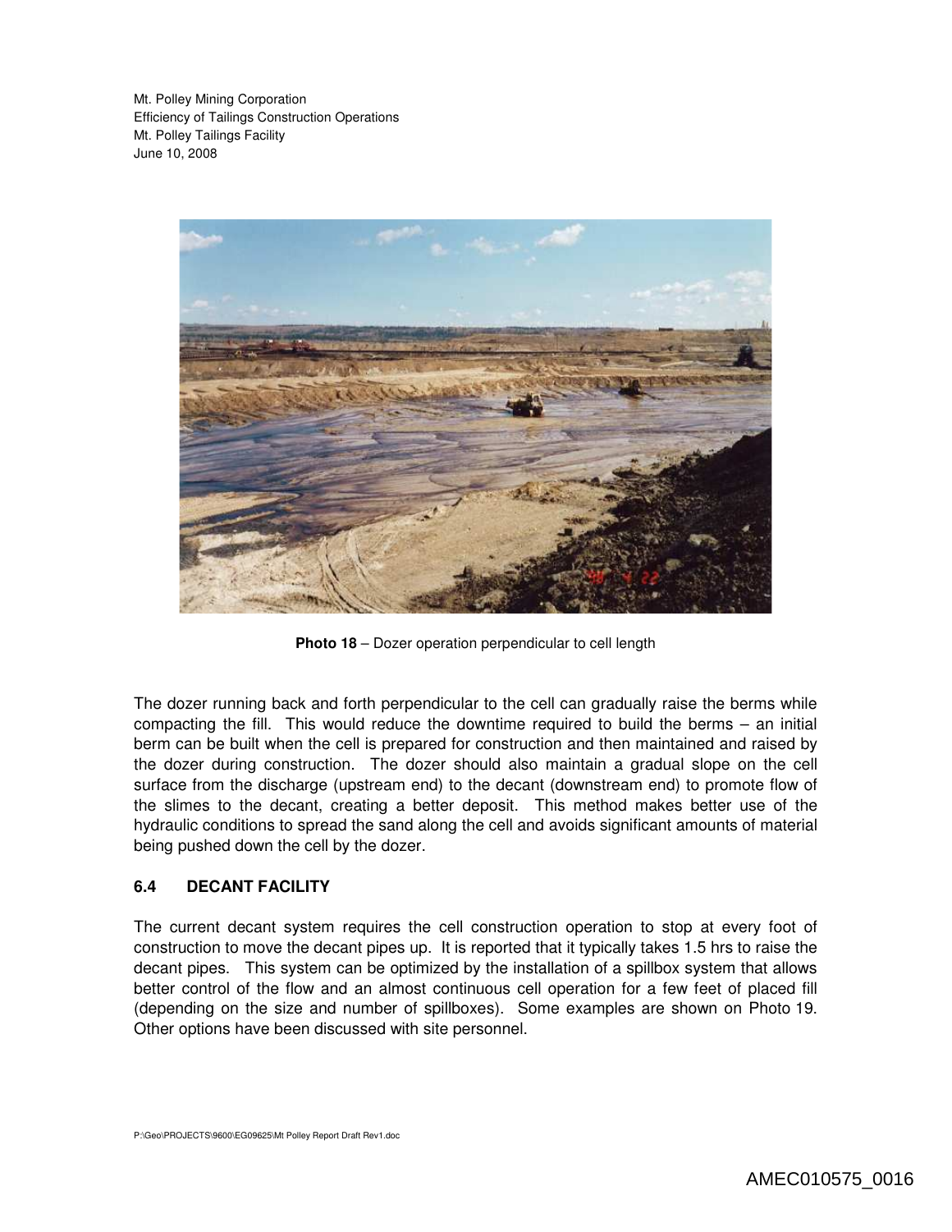**Photo 18** – Dozer operation perpendicular to cell length

The dozer running back and forth perpendicular to the cell can gradually raise the berms while compacting the fill. This would reduce the downtime required to build the berms – an initial berm can be built when the cell is prepared for construction and then maintained and raised by the dozer during construction. The dozer should also maintain a gradual slope on the cell surface from the discharge (upstream end) to the decant (downstream end) to promote flow of the slimes to the decant, creating a better deposit. This method makes better use of the hydraulic conditions to spread the sand along the cell and avoids significant amounts of material being pushed down the cell by the dozer.

### 6.4 DECANT FACILITY

The current decant system requires the cell construction operation to stop at every foot of construction to move the decant pipes up. It is reported that it typically takes 1.5 hrs to raise the decant pipes. This system can be optimized by the installation of a spillbox system that allows better control of the flow and an almost continuous cell operation for a few feet of placed fill (depending on the size and number of spillboxes). Some examples are shown on Photo 19. Other options have been discussed with site personnel.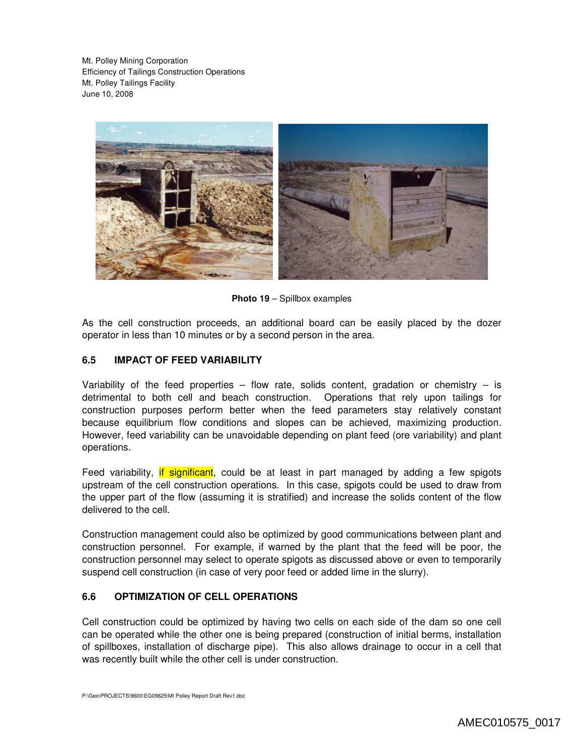**Photo 19** – Spillbox examples

As the cell construction proceeds, an additional board can be easily placed by the dozer operator in less than 10 minutes or by a second person in the area.

## 6.5 IMPACT OF FEED VARIABILITY

Variability of the feed properties – flow rate, solids content, gradation or chemistry – is detrimental to both cell and beach construction. Operations that rely upon tailings for construction purposes perform better when the feed parameters stay relatively constant because equilibrium flow conditions and slopes can be achieved, maximizing production. However, feed variability can be unavoidable depending on plant feed (ore variability) and plant operations.

Feed variability, if significant, could be at least in part managed by adding a few spigots upstream of the cell construction operations. In this case, spigots could be used to draw from the upper part of the flow (assuming it is stratified) and increase the solids content of the flow delivered to the cell.

Construction management could also be optimized by good communications between plant and construction personnel. For example, if warned by the plant that the feed will be poor, the construction personnel may select to operate spigots as discussed above or even to temporarily suspend cell construction (in case of very poor feed or added lime in the slurry).

## 6.6 OPTIMIZATION OF CELL OPERATIONS

Cell construction could be optimized by having two cells on each side of the dam so one cell can be operated while the other one is being prepared (construction of initial berms, installation of spillboxes, installation of discharge pipe). This also allows drainage to occur in a cell that was recently built while the other cell is under construction.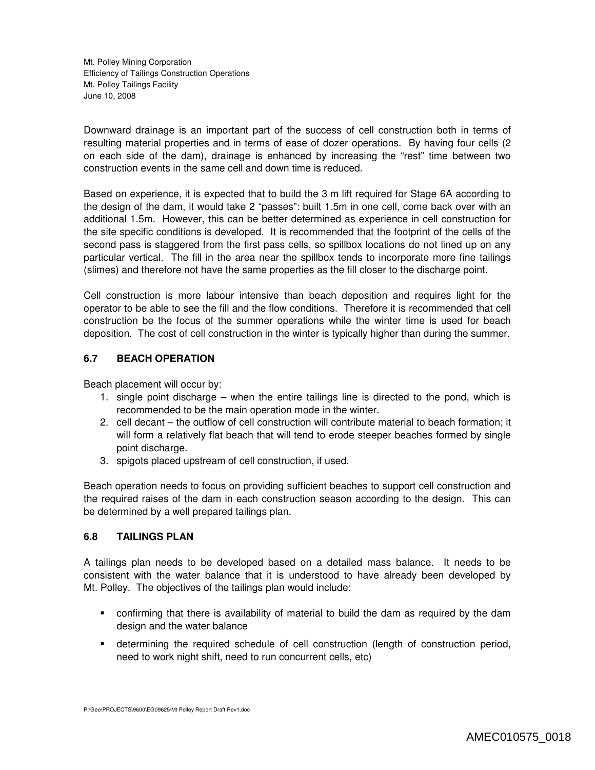Downward drainage is an important part of the success of cell construction both in terms of resulting material properties and in terms of ease of dozer operations. By having four cells (2 on each side of the dam), drainage is enhanced by increasing the "rest" time between two construction events in the same cell and down time is reduced.

Based on experience, it is expected that to build the 3 m lift required for Stage 6A according to the design of the dam, it would take 2 "passes": built 1.5m in one cell, come back over with an additional 1.5m. However, this can be better determined as experience in cell construction for the site specific conditions is developed. It is recommended that the footprint of the cells of the second pass is staggered from the first pass cells, so spillbox locations do not lined up on any particular vertical. The fill in the area near the spillbox tends to incorporate more fine tailings (slimes) and therefore not have the same properties as the fill closer to the discharge point.

Cell construction is more labour intensive than beach deposition and requires light for the operator to be able to see the fill and the flow conditions. Therefore it is recommended that cell construction be the focus of the summer operations while the winter time is used for beach deposition. The cost of cell construction in the winter is typically higher than during the summer.

## 6.7 BEACH OPERATION

Beach placement will occur by:

1. single point discharge – when the entire tailings line is directed to the pond, which is recommended to be the main operation mode in the winter.
2. cell decant – the outflow of cell construction will contribute material to beach formation; it will form a relatively flat beach that will tend to erode steeper beaches formed by single point discharge.
3. spigots placed upstream of cell construction, if used.

Beach operation needs to focus on providing sufficient beaches to support cell construction and the required raises of the dam in each construction season according to the design. This can be determined by a well prepared tailings plan.

## 6.8 TAILINGS PLAN

A tailings plan needs to be developed based on a detailed mass balance. It needs to be consistent with the water balance that it is understood to have already been developed by Mt. Polley. The objectives of the tailings plan would include:

- confirming that there is availability of material to build the dam as required by the dam design and the water balance
- determining the required schedule of cell construction (length of construction period, need to work night shift, need to run concurrent cells, etc)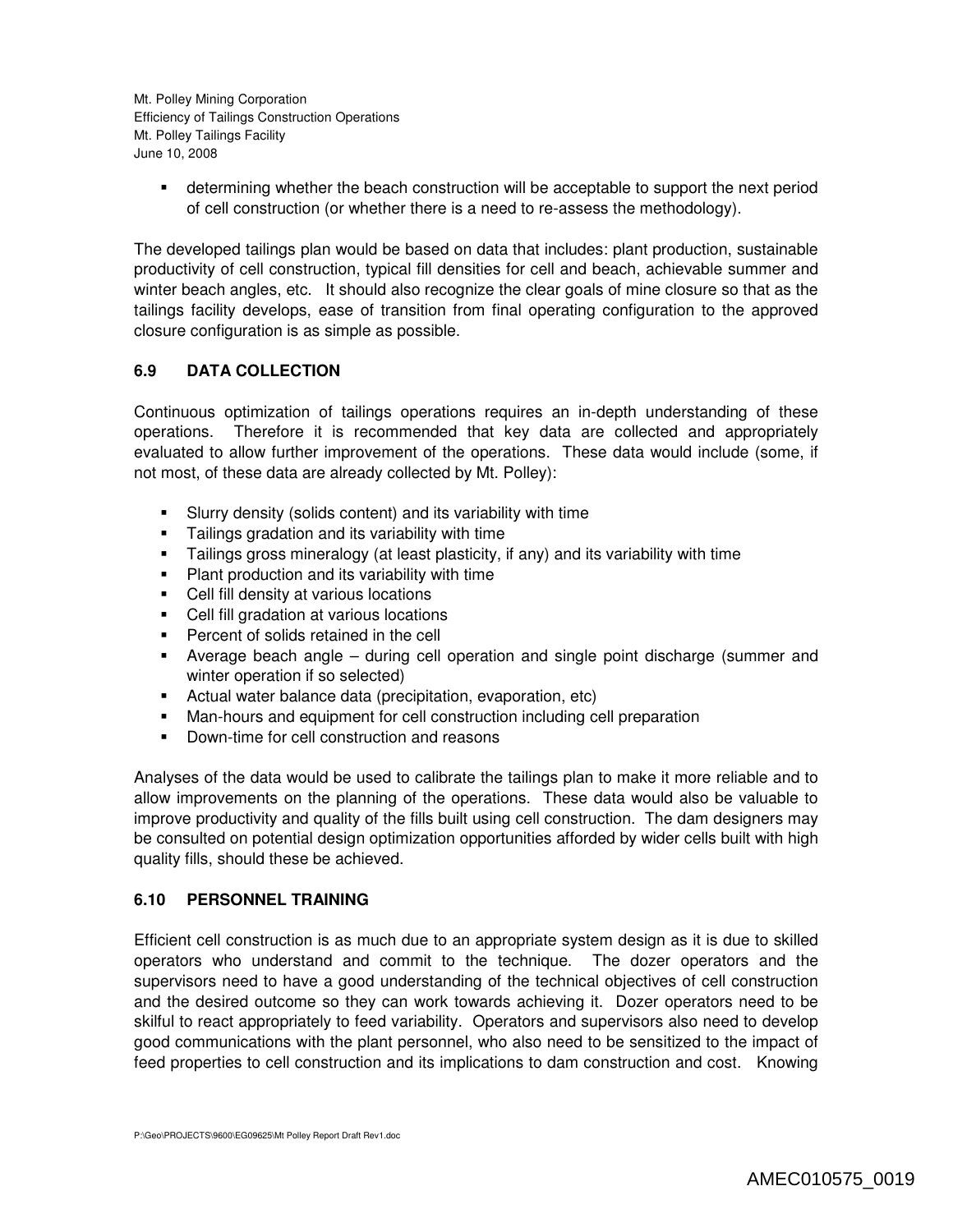- determining whether the beach construction will be acceptable to support the next period of cell construction (or whether there is a need to re-assess the methodology).

The developed tailings plan would be based on data that includes: plant production, sustainable productivity of cell construction, typical fill densities for cell and beach, achievable summer and winter beach angles, etc. It should also recognize the clear goals of mine closure so that as the tailings facility develops, ease of transition from final operating configuration to the approved closure configuration is as simple as possible.

### 6.9 DATA COLLECTION

Continuous optimization of tailings operations requires an in-depth understanding of these operations. Therefore it is recommended that key data are collected and appropriately evaluated to allow further improvement of the operations. These data would include (some, if not most, of these data are already collected by Mt. Polley):

- Slurry density (solids content) and its variability with time
- Tailings gradation and its variability with time
- Tailings gross mineralogy (at least plasticity, if any) and its variability with time
- Plant production and its variability with time
- Cell fill density at various locations
- Cell fill gradation at various locations
- Percent of solids retained in the cell
- Average beach angle – during cell operation and single point discharge (summer and winter operation if so selected)
- Actual water balance data (precipitation, evaporation, etc)
- Man-hours and equipment for cell construction including cell preparation
- Down-time for cell construction and reasons

Analyses of the data would be used to calibrate the tailings plan to make it more reliable and to allow improvements on the planning of the operations. These data would also be valuable to improve productivity and quality of the fills built using cell construction. The dam designers may be consulted on potential design optimization opportunities afforded by wider cells built with high quality fills, should these be achieved.

### 6.10 PERSONNEL TRAINING

Efficient cell construction is as much due to an appropriate system design as it is due to skilled operators who understand and commit to the technique. The dozer operators and the supervisors need to have a good understanding of the technical objectives of cell construction and the desired outcome so they can work towards achieving it. Dozer operators need to be skilful to react appropriately to feed variability. Operators and supervisors also need to develop good communications with the plant personnel, who also need to be sensitized to the impact of feed properties to cell construction and its implications to dam construction and cost. Knowing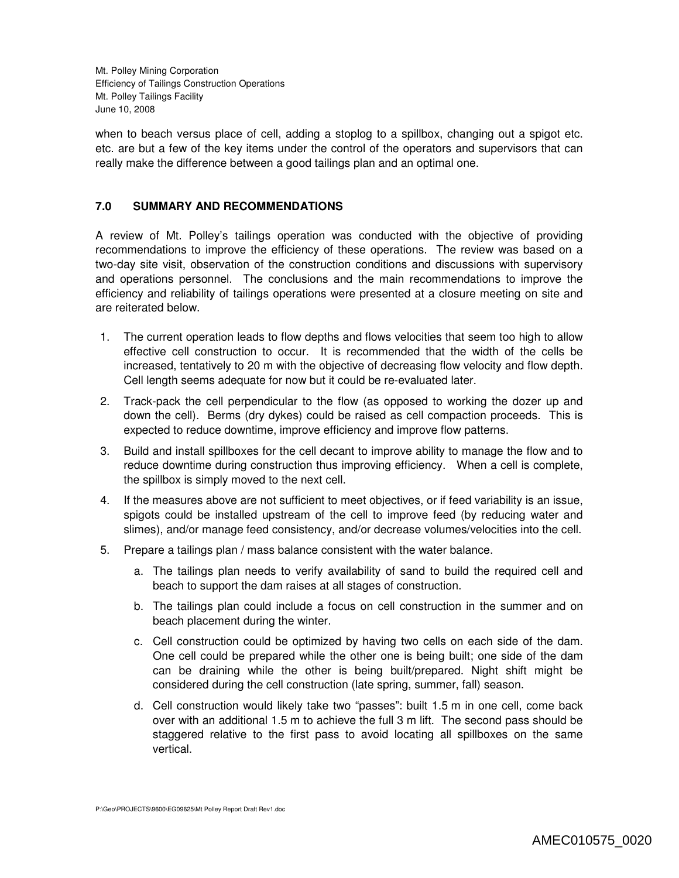when to beach versus place of cell, adding a stoplog to a spillbox, changing out a spigot etc. etc. are but a few of the key items under the control of the operators and supervisors that can really make the difference between a good tailings plan and an optimal one.

## 7.0 SUMMARY AND RECOMMENDATIONS

A review of Mt. Polley's tailings operation was conducted with the objective of providing recommendations to improve the efficiency of these operations. The review was based on a two-day site visit, observation of the construction conditions and discussions with supervisory and operations personnel. The conclusions and the main recommendations to improve the efficiency and reliability of tailings operations were presented at a closure meeting on site and are reiterated below.

1. The current operation leads to flow depths and flows velocities that seem too high to allow effective cell construction to occur. It is recommended that the width of the cells be increased, tentatively to 20 m with the objective of decreasing flow velocity and flow depth. Cell length seems adequate for now but it could be re-evaluated later.
2. Track-pack the cell perpendicular to the flow (as opposed to working the dozer up and down the cell). Berms (dry dykes) could be raised as cell compaction proceeds. This is expected to reduce downtime, improve efficiency and improve flow patterns.
3. Build and install spillboxes for the cell decant to improve ability to manage the flow and to reduce downtime during construction thus improving efficiency. When a cell is complete, the spillbox is simply moved to the next cell.
4. If the measures above are not sufficient to meet objectives, or if feed variability is an issue, spigots could be installed upstream of the cell to improve feed (by reducing water and slimes), and/or manage feed consistency, and/or decrease volumes/velocities into the cell.
5. Prepare a tailings plan / mass balance consistent with the water balance.
   a. The tailings plan needs to verify availability of sand to build the required cell and beach to support the dam raises at all stages of construction.
   b. The tailings plan could include a focus on cell construction in the summer and on beach placement during the winter.
   c. Cell construction could be optimized by having two cells on each side of the dam. One cell could be prepared while the other one is being built; one side of the dam can be draining while the other is being built/prepared. Night shift might be considered during the cell construction (late spring, summer, fall) season.
   d. Cell construction would likely take two "passes": built 1.5 m in one cell, come back over with an additional 1.5 m to achieve the full 3 m lift. The second pass should be staggered relative to the first pass to avoid locating all spillboxes on the same vertical.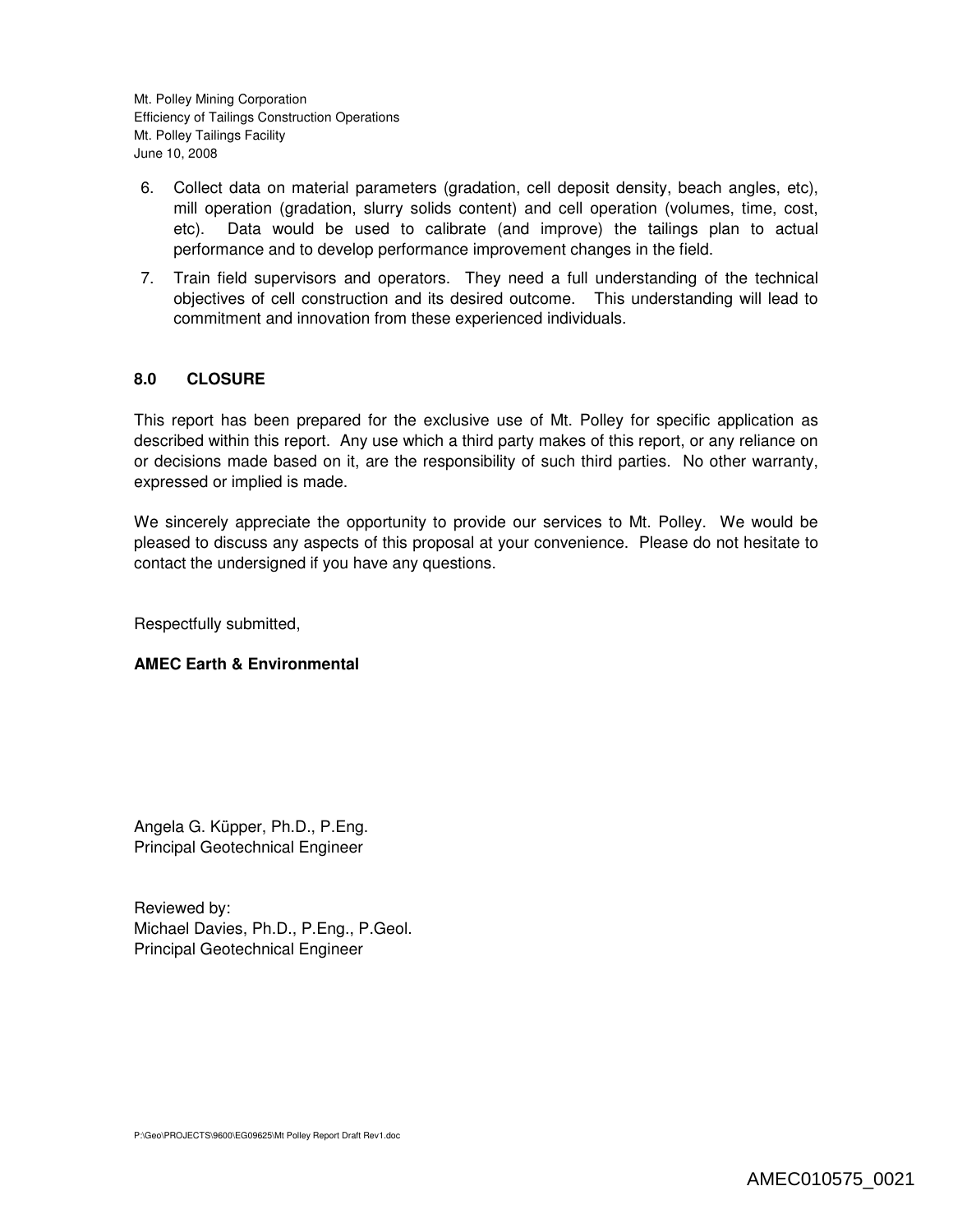6. Collect data on material parameters (gradation, cell deposit density, beach angles, etc), mill operation (gradation, slurry solids content) and cell operation (volumes, time, cost, etc). Data would be used to calibrate (and improve) the tailings plan to actual performance and to develop performance improvement changes in the field.
7. Train field supervisors and operators. They need a full understanding of the technical objectives of cell construction and its desired outcome. This understanding will lead to commitment and innovation from these experienced individuals.

## 8.0 CLOSURE

This report has been prepared for the exclusive use of Mt. Polley for specific application as described within this report. Any use which a third party makes of this report, or any reliance on or decisions made based on it, are the responsibility of such third parties. No other warranty, expressed or implied is made.

We sincerely appreciate the opportunity to provide our services to Mt. Polley. We would be pleased to discuss any aspects of this proposal at your convenience. Please do not hesitate to contact the undersigned if you have any questions.

Respectfully submitted,

**AMEC Earth & Environmental**

Angela G. Küpper, Ph.D., P.Eng.
Principal Geotechnical Engineer

Reviewed by:
Michael Davies, Ph.D., P.Eng., P.Geol.
Principal Geotechnical Engineer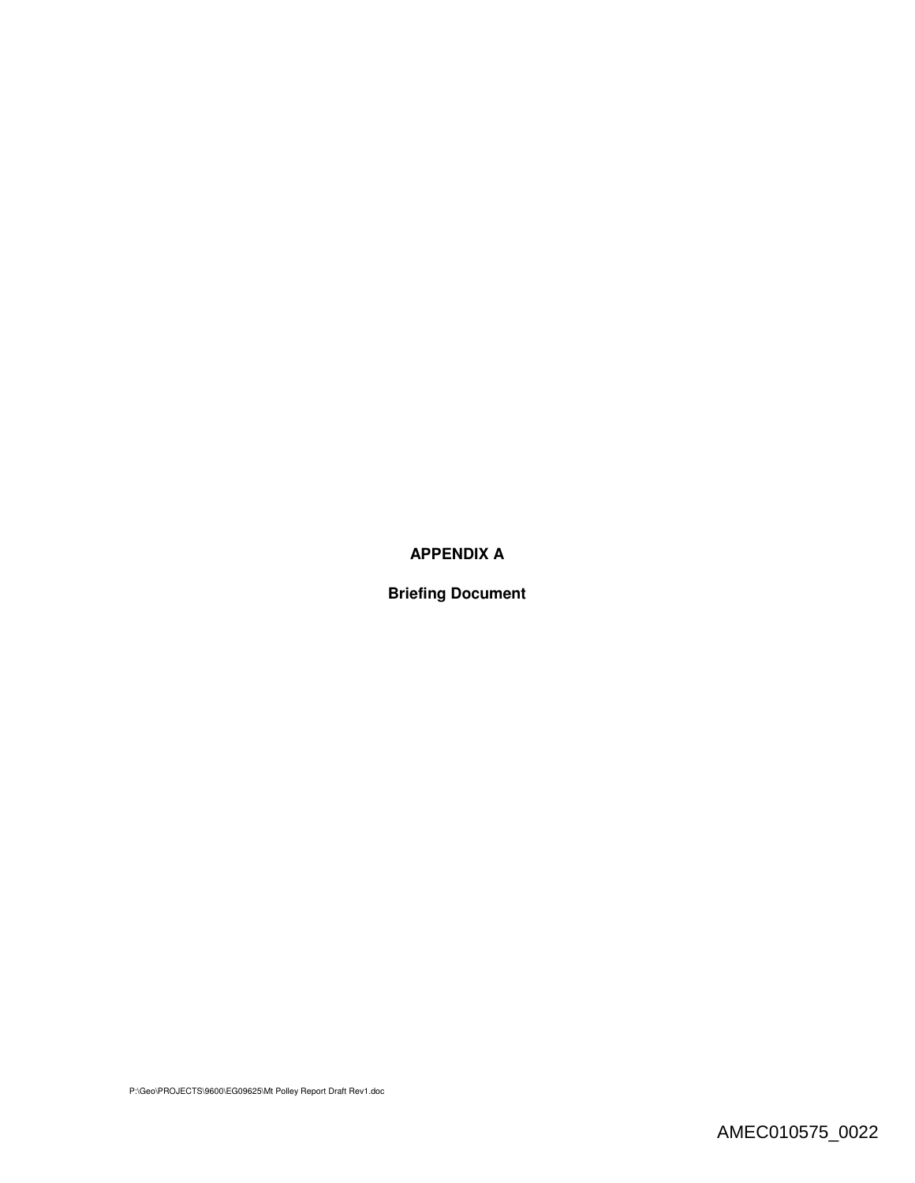# APPENDIX A

## Briefing Document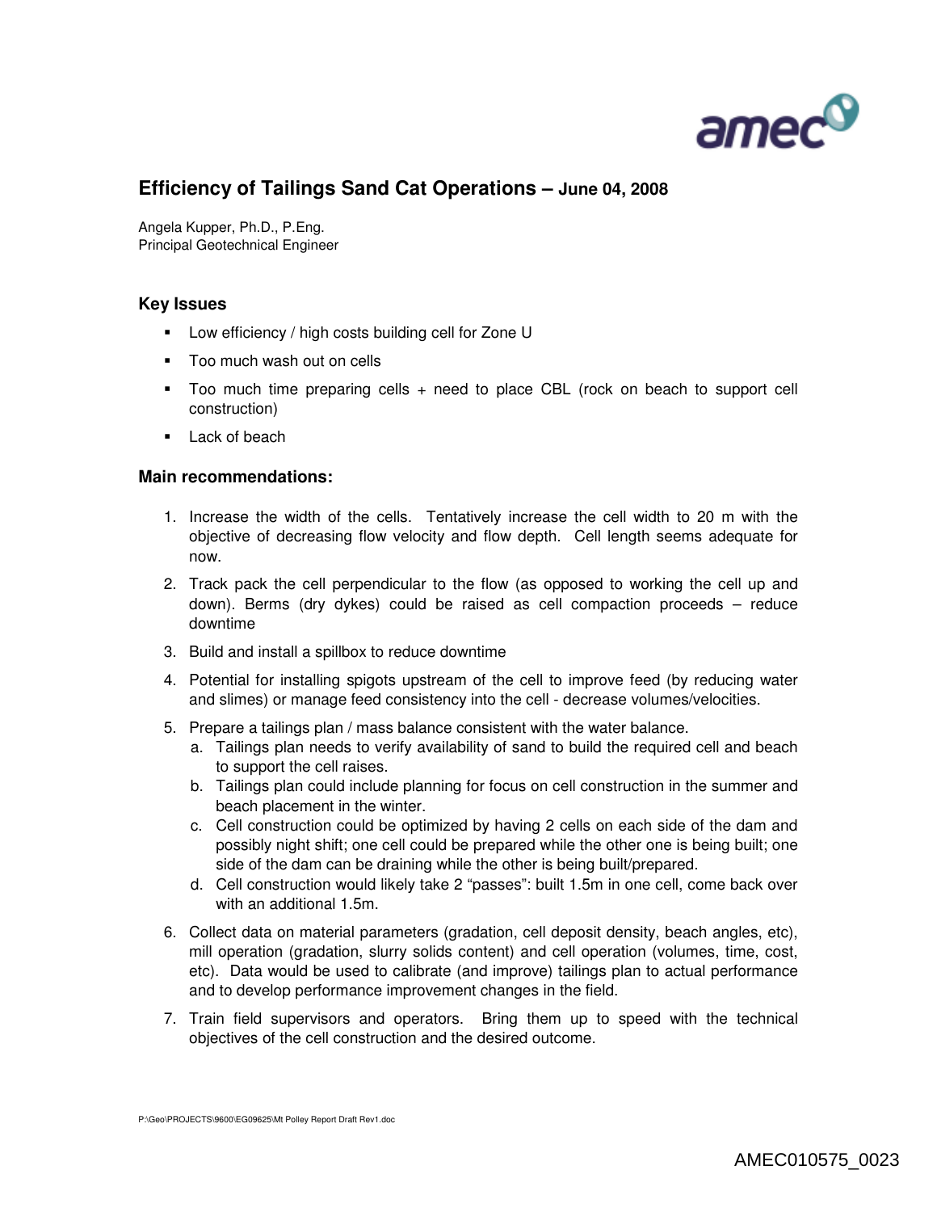## Efficiency of Tailings Sand Cat Operations – June 04, 2008

Angela Kupper, Ph.D., P.Eng.
Principal Geotechnical Engineer

### Key Issues

- Low efficiency / high costs building cell for Zone U
- Too much wash out on cells
- Too much time preparing cells + need to place CBL (rock on beach to support cell construction)
- Lack of beach

### Main recommendations:

1. Increase the width of the cells. Tentatively increase the cell width to 20 m with the objective of decreasing flow velocity and flow depth. Cell length seems adequate for now.
2. Track pack the cell perpendicular to the flow (as opposed to working the cell up and down). Berms (dry dykes) could be raised as cell compaction proceeds – reduce downtime
3. Build and install a spillbox to reduce downtime
4. Potential for installing spigots upstream of the cell to improve feed (by reducing water and slimes) or manage feed consistency into the cell - decrease volumes/velocities.
5. Prepare a tailings plan / mass balance consistent with the water balance.
   a. Tailings plan needs to verify availability of sand to build the required cell and beach to support the cell raises.
   b. Tailings plan could include planning for focus on cell construction in the summer and beach placement in the winter.
   c. Cell construction could be optimized by having 2 cells on each side of the dam and possibly night shift; one cell could be prepared while the other one is being built; one side of the dam can be draining while the other is being built/prepared.
   d. Cell construction would likely take 2 "passes": built 1.5m in one cell, come back over with an additional 1.5m.
6. Collect data on material parameters (gradation, cell deposit density, beach angles, etc), mill operation (gradation, slurry solids content) and cell operation (volumes, time, cost, etc). Data would be used to calibrate (and improve) tailings plan to actual performance and to develop performance improvement changes in the field.
7. Train field supervisors and operators. Bring them up to speed with the technical objectives of the cell construction and the desired outcome.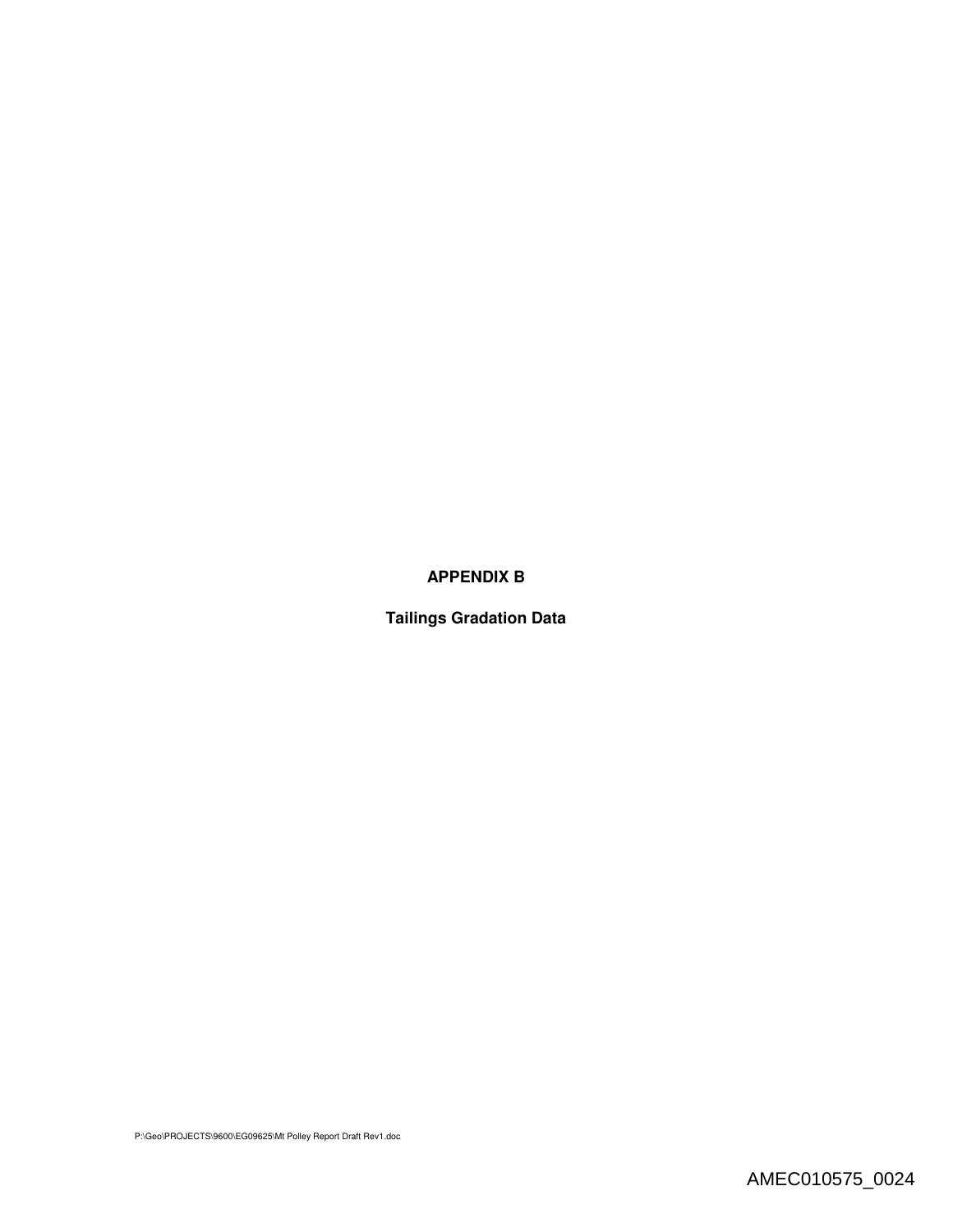# APPENDIX B

## Tailings Gradation Data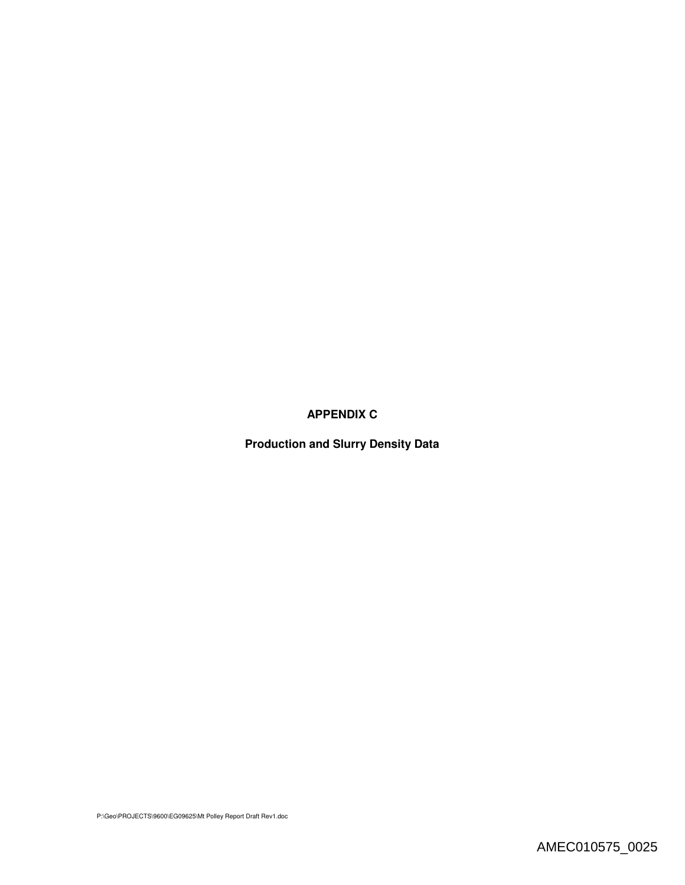# APPENDIX C

## Production and Slurry Density Data